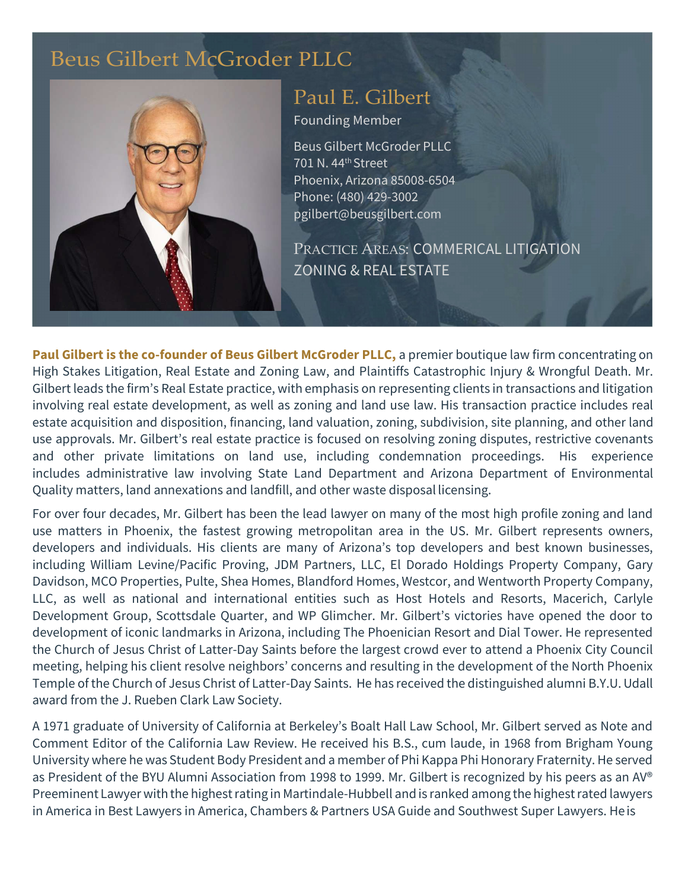# Beus Gilbert McGroder PLLC

## Paul E. Gilbert

Founding Member

Beus Gilbert McGroder PLLC
701 N. 44th Street
Phoenix, Arizona 85008-6504
Phone: (480) 429-3002
pgilbert@beusgilbert.com

PRACTICE AREAS: COMMERICAL LITIGATION
ZONING & REAL ESTATE

**Paul Gilbert is the co-founder of Beus Gilbert McGroder PLLC,** a premier boutique law firm concentrating on High Stakes Litigation, Real Estate and Zoning Law, and Plaintiffs Catastrophic Injury & Wrongful Death. Mr. Gilbert leads the firm's Real Estate practice, with emphasis on representing clients in transactions and litigation involving real estate development, as well as zoning and land use law. His transaction practice includes real estate acquisition and disposition, financing, land valuation, zoning, subdivision, site planning, and other land use approvals. Mr. Gilbert's real estate practice is focused on resolving zoning disputes, restrictive covenants and other private limitations on land use, including condemnation proceedings. His experience includes administrative law involving State Land Department and Arizona Department of Environmental Quality matters, land annexations and landfill, and other waste disposal licensing.

For over four decades, Mr. Gilbert has been the lead lawyer on many of the most high profile zoning and land use matters in Phoenix, the fastest growing metropolitan area in the US. Mr. Gilbert represents owners, developers and individuals. His clients are many of Arizona's top developers and best known businesses, including William Levine/Pacific Proving, JDM Partners, LLC, El Dorado Holdings Property Company, Gary Davidson, MCO Properties, Pulte, Shea Homes, Blandford Homes, Westcor, and Wentworth Property Company, LLC, as well as national and international entities such as Host Hotels and Resorts, Macerich, Carlyle Development Group, Scottsdale Quarter, and WP Glimcher. Mr. Gilbert's victories have opened the door to development of iconic landmarks in Arizona, including The Phoenician Resort and Dial Tower. He represented the Church of Jesus Christ of Latter-Day Saints before the largest crowd ever to attend a Phoenix City Council meeting, helping his client resolve neighbors' concerns and resulting in the development of the North Phoenix Temple of the Church of Jesus Christ of Latter-Day Saints. He has received the distinguished alumni B.Y.U. Udall award from the J. Rueben Clark Law Society.

A 1971 graduate of University of California at Berkeley's Boalt Hall Law School, Mr. Gilbert served as Note and Comment Editor of the California Law Review. He received his B.S., cum laude, in 1968 from Brigham Young University where he was Student Body President and a member of Phi Kappa Phi Honorary Fraternity. He served as President of the BYU Alumni Association from 1998 to 1999. Mr. Gilbert is recognized by his peers as an AV® Preeminent Lawyer with the highest rating in Martindale-Hubbell and is ranked among the highest rated lawyers in America in Best Lawyers in America, Chambers & Partners USA Guide and Southwest Super Lawyers. He is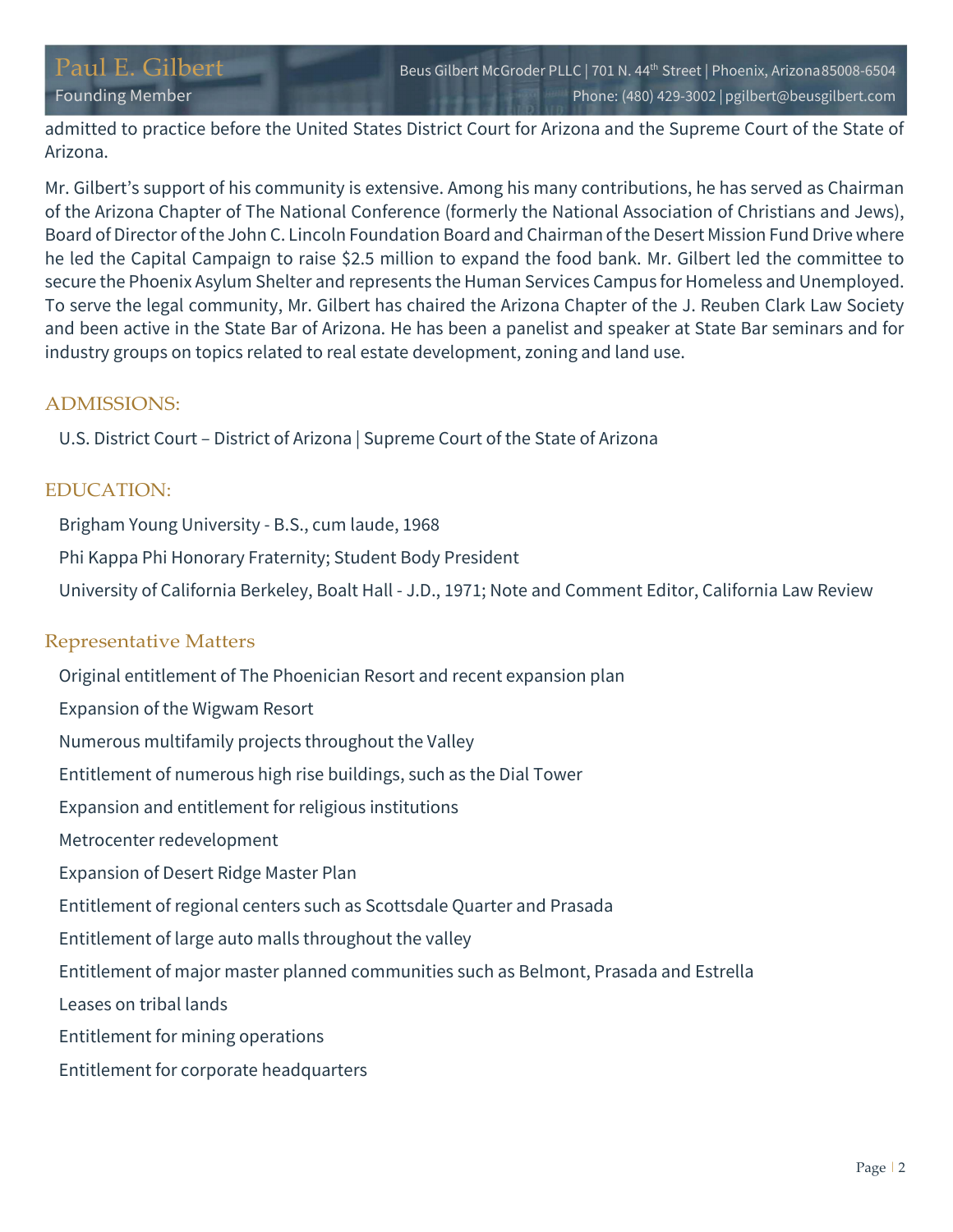admitted to practice before the United States District Court for Arizona and the Supreme Court of the State of Arizona.

Mr. Gilbert's support of his community is extensive. Among his many contributions, he has served as Chairman of the Arizona Chapter of The National Conference (formerly the National Association of Christians and Jews), Board of Director of the John C. Lincoln Foundation Board and Chairman of the Desert Mission Fund Drive where he led the Capital Campaign to raise $2.5 million to expand the food bank. Mr. Gilbert led the committee to secure the Phoenix Asylum Shelter and represents the Human Services Campus for Homeless and Unemployed. To serve the legal community, Mr. Gilbert has chaired the Arizona Chapter of the J. Reuben Clark Law Society and been active in the State Bar of Arizona. He has been a panelist and speaker at State Bar seminars and for industry groups on topics related to real estate development, zoning and land use.

## ADMISSIONS:

U.S. District Court – District of Arizona | Supreme Court of the State of Arizona

## EDUCATION:

Brigham Young University - B.S., cum laude, 1968

Phi Kappa Phi Honorary Fraternity; Student Body President

University of California Berkeley, Boalt Hall - J.D., 1971; Note and Comment Editor, California Law Review

## Representative Matters

- Original entitlement of The Phoenician Resort and recent expansion plan
- Expansion of the Wigwam Resort
- Numerous multifamily projects throughout the Valley
- Entitlement of numerous high rise buildings, such as the Dial Tower
- Expansion and entitlement for religious institutions
- Metrocenter redevelopment
- Expansion of Desert Ridge Master Plan
- Entitlement of regional centers such as Scottsdale Quarter and Prasada
- Entitlement of large auto malls throughout the valley
- Entitlement of major master planned communities such as Belmont, Prasada and Estrella
- Leases on tribal lands
- Entitlement for mining operations
- Entitlement for corporate headquarters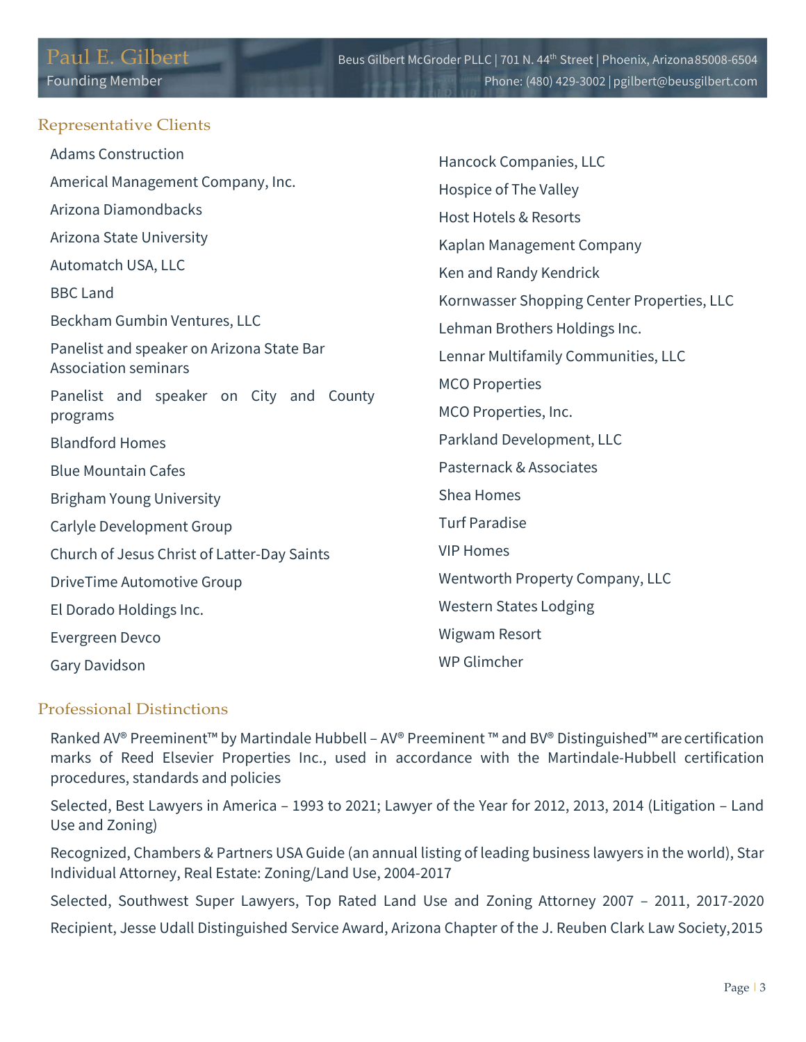# Paul E. Gilbert

Founding Member

Beus Gilbert McGroder PLLC | 701 N. 44th Street | Phoenix, Arizona 85008-6504
Phone: (480) 429-3002 | pgilbert@beusgilbert.com

## Representative Clients

Adams Construction

Americal Management Company, Inc.

Arizona Diamondbacks

Arizona State University

Automatch USA, LLC

BBC Land

Beckham Gumbin Ventures, LLC

Panelist and speaker on Arizona State Bar Association seminars

Panelist and speaker on City and County programs

Blandford Homes

Blue Mountain Cafes

Brigham Young University

Carlyle Development Group

Church of Jesus Christ of Latter-Day Saints

DriveTime Automotive Group

El Dorado Holdings Inc.

Evergreen Devco

Gary Davidson

Hancock Companies, LLC

Hospice of The Valley

Host Hotels & Resorts

Kaplan Management Company

Ken and Randy Kendrick

Kornwasser Shopping Center Properties, LLC

Lehman Brothers Holdings Inc.

Lennar Multifamily Communities, LLC

MCO Properties

MCO Properties, Inc.

Parkland Development, LLC

Pasternack & Associates

Shea Homes

Turf Paradise

VIP Homes

Wentworth Property Company, LLC

Western States Lodging

Wigwam Resort

WP Glimcher

## Professional Distinctions

Ranked AV® Preeminent™ by Martindale Hubbell – AV® Preeminent ™ and BV® Distinguished™ are certification marks of Reed Elsevier Properties Inc., used in accordance with the Martindale-Hubbell certification procedures, standards and policies

Selected, Best Lawyers in America – 1993 to 2021; Lawyer of the Year for 2012, 2013, 2014 (Litigation – Land Use and Zoning)

Recognized, Chambers & Partners USA Guide (an annual listing of leading business lawyers in the world), Star Individual Attorney, Real Estate: Zoning/Land Use, 2004-2017

Selected, Southwest Super Lawyers, Top Rated Land Use and Zoning Attorney 2007 – 2011, 2017-2020

Recipient, Jesse Udall Distinguished Service Award, Arizona Chapter of the J. Reuben Clark Law Society, 2015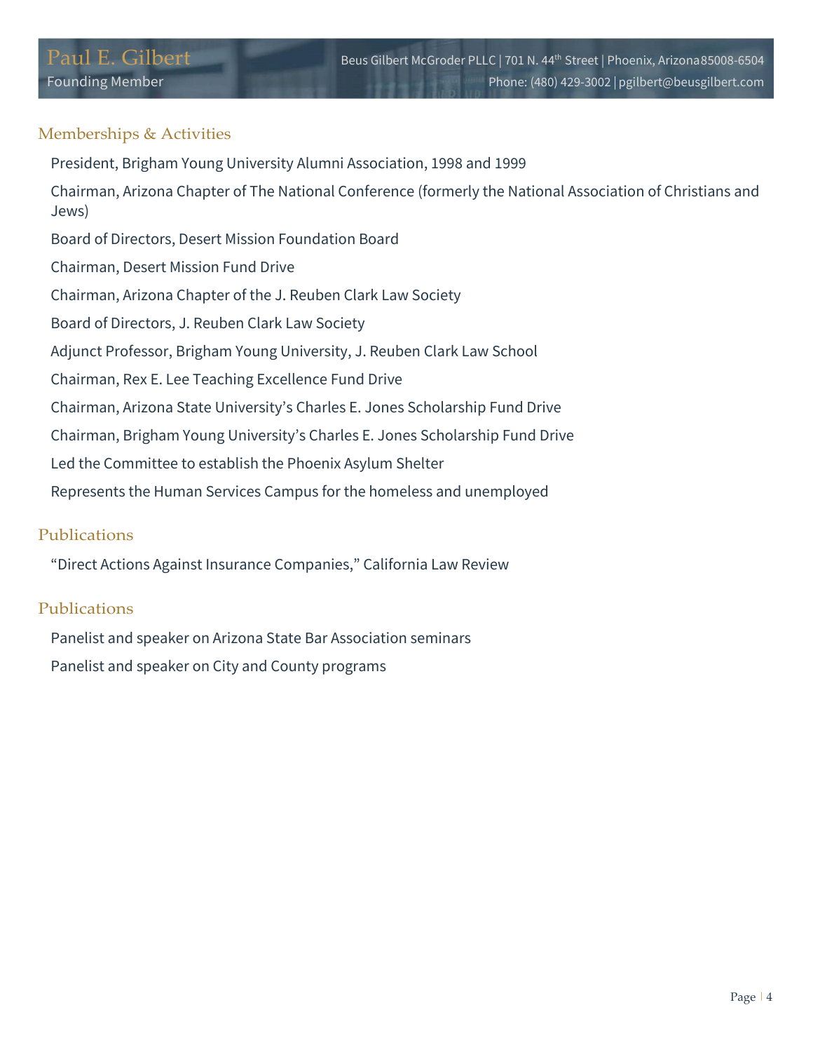## Memberships & Activities

President, Brigham Young University Alumni Association, 1998 and 1999

Chairman, Arizona Chapter of The National Conference (formerly the National Association of Christians and Jews)

Board of Directors, Desert Mission Foundation Board

Chairman, Desert Mission Fund Drive

Chairman, Arizona Chapter of the J. Reuben Clark Law Society

Board of Directors, J. Reuben Clark Law Society

Adjunct Professor, Brigham Young University, J. Reuben Clark Law School

Chairman, Rex E. Lee Teaching Excellence Fund Drive

Chairman, Arizona State University's Charles E. Jones Scholarship Fund Drive

Chairman, Brigham Young University's Charles E. Jones Scholarship Fund Drive

Led the Committee to establish the Phoenix Asylum Shelter

Represents the Human Services Campus for the homeless and unemployed

## Publications

"Direct Actions Against Insurance Companies," California Law Review

## Publications

Panelist and speaker on Arizona State Bar Association seminars

Panelist and speaker on City and County programs